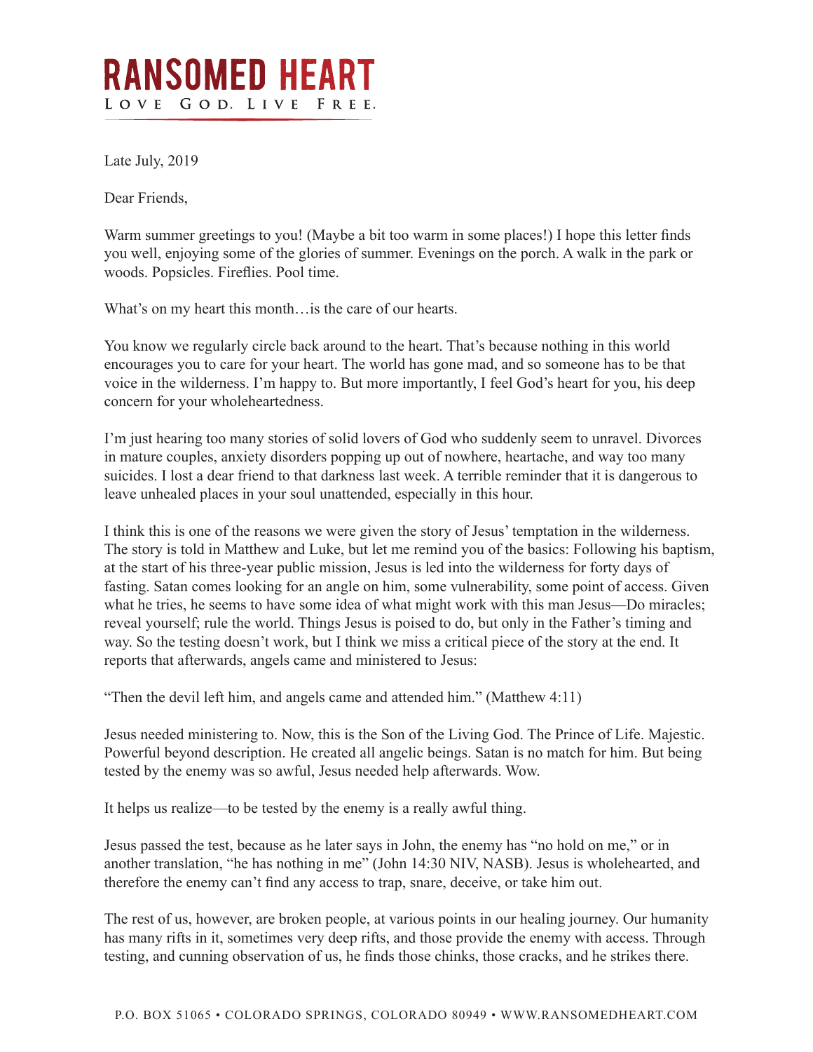# RANSOMED HEART

LOVE GOD. LIVE FREE.

Late July, 2019

Dear Friends,

Warm summer greetings to you! (Maybe a bit too warm in some places!) I hope this letter finds you well, enjoying some of the glories of summer. Evenings on the porch. A walk in the park or woods. Popsicles. Fireflies. Pool time.

What's on my heart this month…is the care of our hearts.

You know we regularly circle back around to the heart. That's because nothing in this world encourages you to care for your heart. The world has gone mad, and so someone has to be that voice in the wilderness. I'm happy to. But more importantly, I feel God's heart for you, his deep concern for your wholeheartedness.

I'm just hearing too many stories of solid lovers of God who suddenly seem to unravel. Divorces in mature couples, anxiety disorders popping up out of nowhere, heartache, and way too many suicides. I lost a dear friend to that darkness last week. A terrible reminder that it is dangerous to leave unhealed places in your soul unattended, especially in this hour.

I think this is one of the reasons we were given the story of Jesus' temptation in the wilderness. The story is told in Matthew and Luke, but let me remind you of the basics: Following his baptism, at the start of his three-year public mission, Jesus is led into the wilderness for forty days of fasting. Satan comes looking for an angle on him, some vulnerability, some point of access. Given what he tries, he seems to have some idea of what might work with this man Jesus—Do miracles; reveal yourself; rule the world. Things Jesus is poised to do, but only in the Father's timing and way. So the testing doesn't work, but I think we miss a critical piece of the story at the end. It reports that afterwards, angels came and ministered to Jesus:

"Then the devil left him, and angels came and attended him." (Matthew 4:11)

Jesus needed ministering to. Now, this is the Son of the Living God. The Prince of Life. Majestic. Powerful beyond description. He created all angelic beings. Satan is no match for him. But being tested by the enemy was so awful, Jesus needed help afterwards. Wow.

It helps us realize—to be tested by the enemy is a really awful thing.

Jesus passed the test, because as he later says in John, the enemy has "no hold on me," or in another translation, "he has nothing in me" (John 14:30 NIV, NASB). Jesus is wholehearted, and therefore the enemy can't find any access to trap, snare, deceive, or take him out.

The rest of us, however, are broken people, at various points in our healing journey. Our humanity has many rifts in it, sometimes very deep rifts, and those provide the enemy with access. Through testing, and cunning observation of us, he finds those chinks, those cracks, and he strikes there.

P.O. BOX 51065 • COLORADO SPRINGS, COLORADO 80949 • WWW.RANSOMEDHEART.COM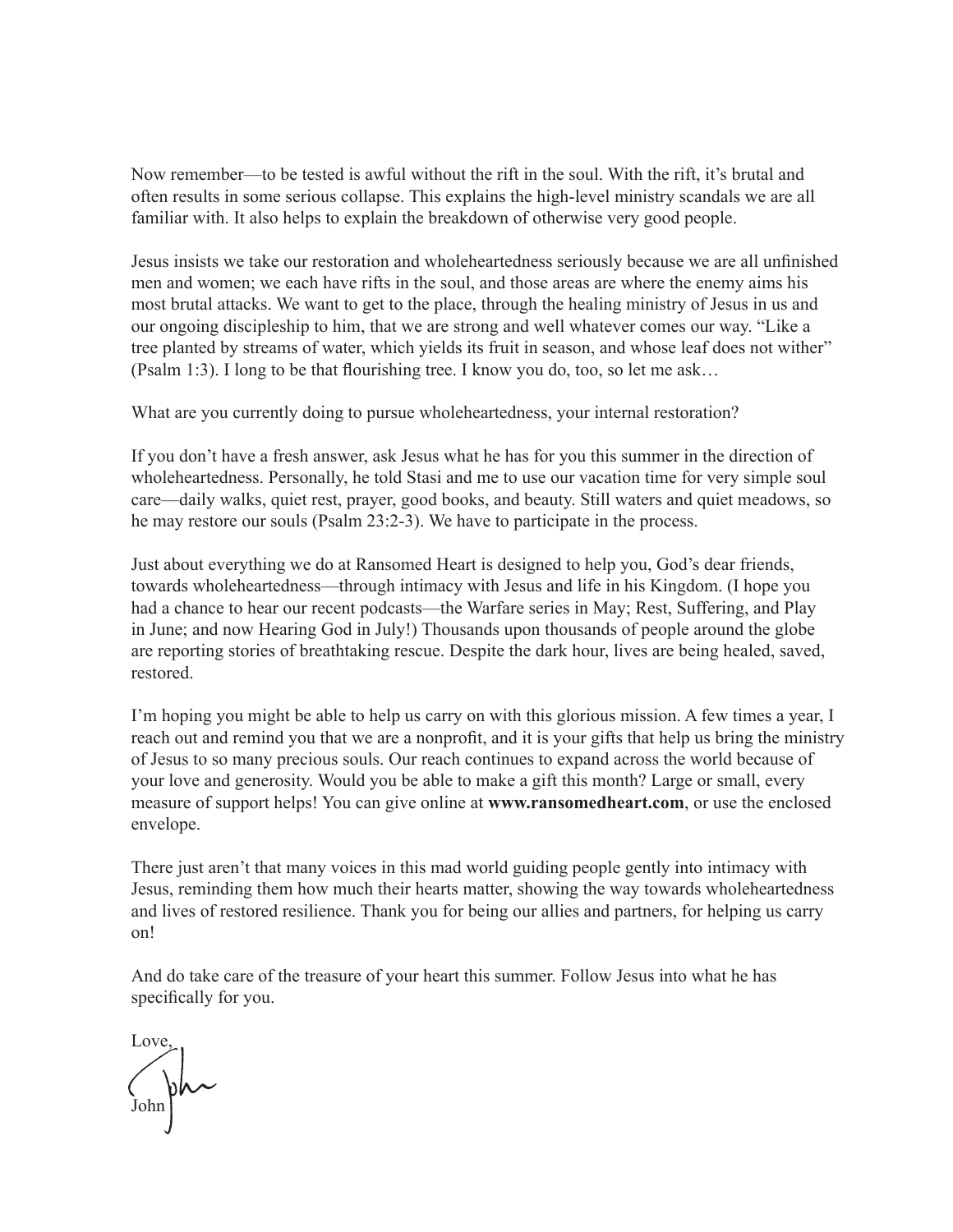Now remember—to be tested is awful without the rift in the soul. With the rift, it's brutal and often results in some serious collapse. This explains the high-level ministry scandals we are all familiar with. It also helps to explain the breakdown of otherwise very good people.

Jesus insists we take our restoration and wholeheartedness seriously because we are all unfinished men and women; we each have rifts in the soul, and those areas are where the enemy aims his most brutal attacks. We want to get to the place, through the healing ministry of Jesus in us and our ongoing discipleship to him, that we are strong and well whatever comes our way. "Like a tree planted by streams of water, which yields its fruit in season, and whose leaf does not wither" (Psalm 1:3). I long to be that flourishing tree. I know you do, too, so let me ask…

What are you currently doing to pursue wholeheartedness, your internal restoration?

If you don't have a fresh answer, ask Jesus what he has for you this summer in the direction of wholeheartedness. Personally, he told Stasi and me to use our vacation time for very simple soul care—daily walks, quiet rest, prayer, good books, and beauty. Still waters and quiet meadows, so he may restore our souls (Psalm 23:2-3). We have to participate in the process.

Just about everything we do at Ransomed Heart is designed to help you, God's dear friends, towards wholeheartedness—through intimacy with Jesus and life in his Kingdom. (I hope you had a chance to hear our recent podcasts—the Warfare series in May; Rest, Suffering, and Play in June; and now Hearing God in July!) Thousands upon thousands of people around the globe are reporting stories of breathtaking rescue. Despite the dark hour, lives are being healed, saved, restored.

I'm hoping you might be able to help us carry on with this glorious mission. A few times a year, I reach out and remind you that we are a nonprofit, and it is your gifts that help us bring the ministry of Jesus to so many precious souls. Our reach continues to expand across the world because of your love and generosity. Would you be able to make a gift this month? Large or small, every measure of support helps! You can give online at **www.ransomedheart.com**, or use the enclosed envelope.

There just aren't that many voices in this mad world guiding people gently into intimacy with Jesus, reminding them how much their hearts matter, showing the way towards wholeheartedness and lives of restored resilience. Thank you for being our allies and partners, for helping us carry on!

And do take care of the treasure of your heart this summer. Follow Jesus into what he has specifically for you.

Love,

John